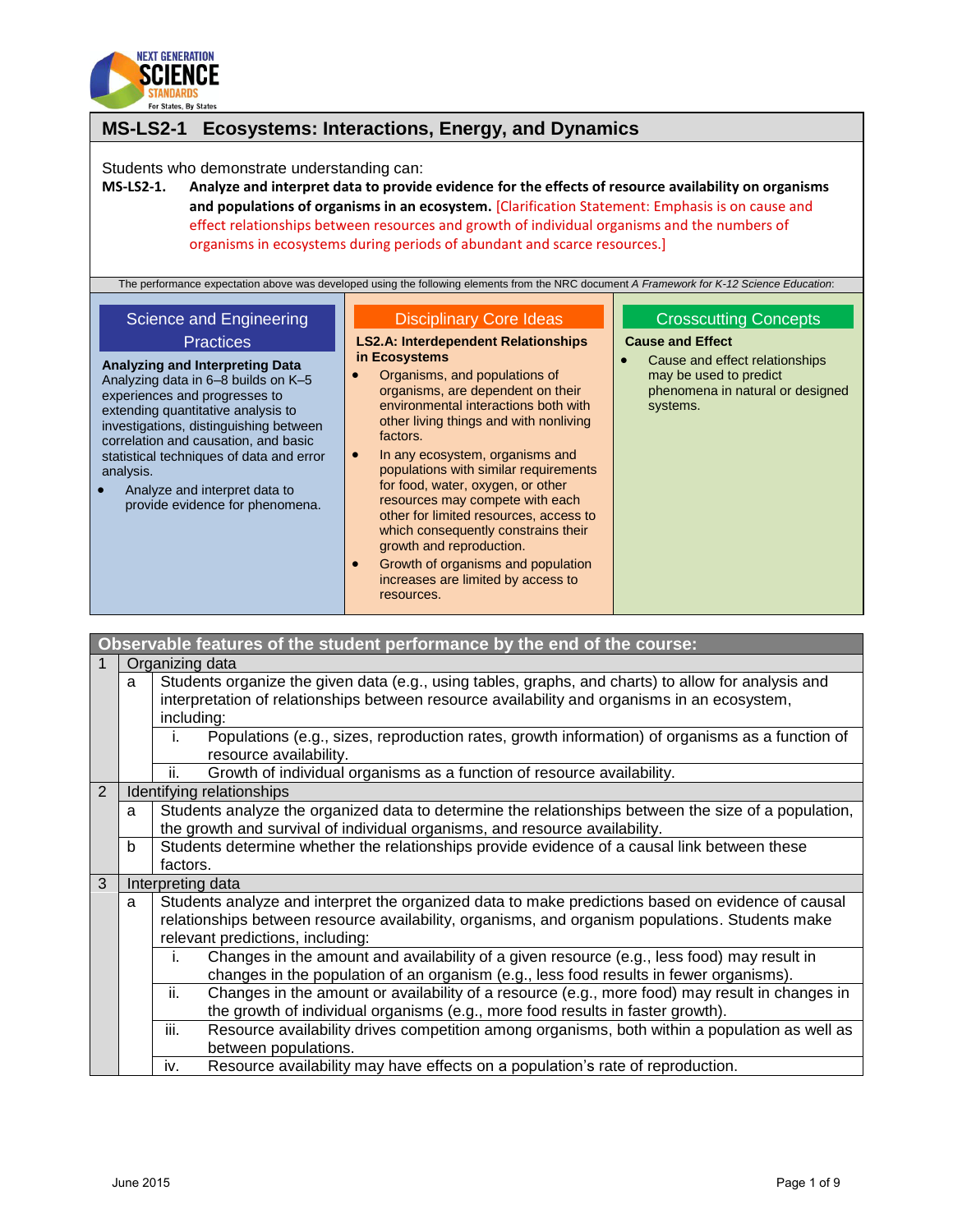## MS-LS2-1 Ecosystems: Interactions, Energy, and Dynamics

Students who demonstrate understanding can:

**MS-LS2-1. Analyze and interpret data to provide evidence for the effects of resource availability on organisms and populations of organisms in an ecosystem.** [Clarification Statement: Emphasis is on cause and effect relationships between resources and growth of individual organisms and the numbers of organisms in ecosystems during periods of abundant and scarce resources.]

The performance expectation above was developed using the following elements from the NRC document *A Framework for K-12 Science Education*:

### Science and Engineering Practices

**Analyzing and Interpreting Data**

Analyzing data in 6–8 builds on K–5 experiences and progresses to extending quantitative analysis to investigations, distinguishing between correlation and causation, and basic statistical techniques of data and error analysis.

- Analyze and interpret data to provide evidence for phenomena.

### Disciplinary Core Ideas

**LS2.A: Interdependent Relationships in Ecosystems**

- Organisms, and populations of organisms, are dependent on their environmental interactions both with other living things and with nonliving factors.
- In any ecosystem, organisms and populations with similar requirements for food, water, oxygen, or other resources may compete with each other for limited resources, access to which consequently constrains their growth and reproduction.
- Growth of organisms and population increases are limited by access to resources.

### Crosscutting Concepts

**Cause and Effect**

- Cause and effect relationships may be used to predict phenomena in natural or designed systems.

| Observable features of the student performance by the end of the course: | | | |
|---|---|---|---|
| 1 | Organizing data | | |
| | a | Students organize the given data (e.g., using tables, graphs, and charts) to allow for analysis and interpretation of relationships between resource availability and organisms in an ecosystem, including: | |
| | | i. | Populations (e.g., sizes, reproduction rates, growth information) of organisms as a function of resource availability. |
| | | ii. | Growth of individual organisms as a function of resource availability. |
| 2 | Identifying relationships | | |
| | a | Students analyze the organized data to determine the relationships between the size of a population, the growth and survival of individual organisms, and resource availability. | |
| | b | Students determine whether the relationships provide evidence of a causal link between these factors. | |
| 3 | Interpreting data | | |
| | a | Students analyze and interpret the organized data to make predictions based on evidence of causal relationships between resource availability, organisms, and organism populations. Students make relevant predictions, including: | |
| | | i. | Changes in the amount and availability of a given resource (e.g., less food) may result in changes in the population of an organism (e.g., less food results in fewer organisms). |
| | | ii. | Changes in the amount or availability of a resource (e.g., more food) may result in changes in the growth of individual organisms (e.g., more food results in faster growth). |
| | | iii. | Resource availability drives competition among organisms, both within a population as well as between populations. |
| | | iv. | Resource availability may have effects on a population's rate of reproduction. |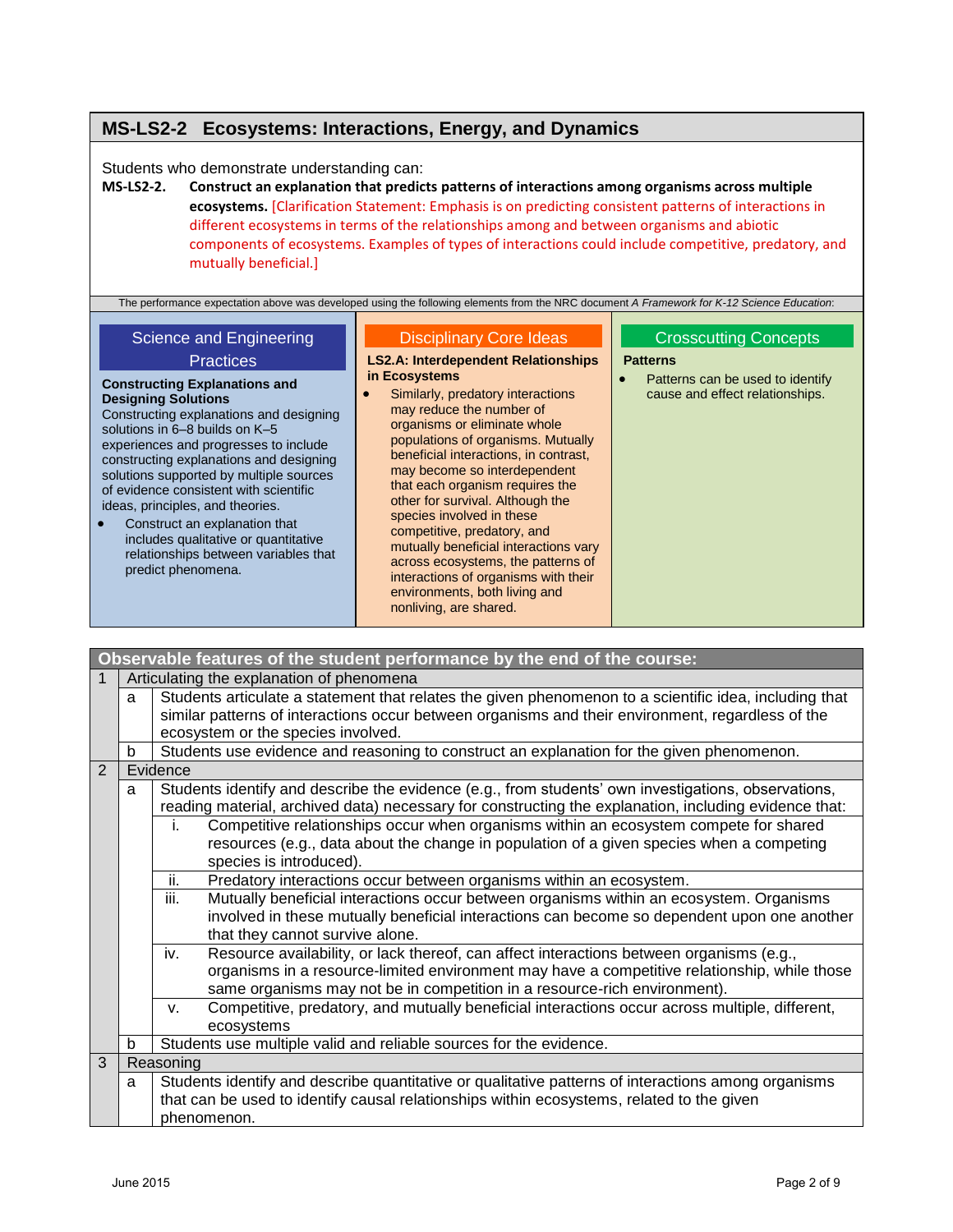## MS-LS2-2 Ecosystems: Interactions, Energy, and Dynamics

Students who demonstrate understanding can:

**MS-LS2-2. Construct an explanation that predicts patterns of interactions among organisms across multiple ecosystems.** [Clarification Statement: Emphasis is on predicting consistent patterns of interactions in different ecosystems in terms of the relationships among and between organisms and abiotic components of ecosystems. Examples of types of interactions could include competitive, predatory, and mutually beneficial.]

The performance expectation above was developed using the following elements from the NRC document *A Framework for K-12 Science Education*:

### Science and Engineering Practices

**Constructing Explanations and Designing Solutions**

Constructing explanations and designing solutions in 6–8 builds on K–5 experiences and progresses to include constructing explanations and designing solutions supported by multiple sources of evidence consistent with scientific ideas, principles, and theories.

- Construct an explanation that includes qualitative or quantitative relationships between variables that predict phenomena.

### Disciplinary Core Ideas

**LS2.A: Interdependent Relationships in Ecosystems**

- Similarly, predatory interactions may reduce the number of organisms or eliminate whole populations of organisms. Mutually beneficial interactions, in contrast, may become so interdependent that each organism requires the other for survival. Although the species involved in these competitive, predatory, and mutually beneficial interactions vary across ecosystems, the patterns of interactions of organisms with their environments, both living and nonliving, are shared.

### Crosscutting Concepts

**Patterns**

- Patterns can be used to identify cause and effect relationships.

| Observable features of the student performance by the end of the course: | | | |
|---|---|---|---|
| 1 | Articulating the explanation of phenomena | | |
| | a | Students articulate a statement that relates the given phenomenon to a scientific idea, including that similar patterns of interactions occur between organisms and their environment, regardless of the ecosystem or the species involved. | |
| | b | Students use evidence and reasoning to construct an explanation for the given phenomenon. | |
| 2 | Evidence | | |
| | a | Students identify and describe the evidence (e.g., from students' own investigations, observations, reading material, archived data) necessary for constructing the explanation, including evidence that: | |
| | | i. | Competitive relationships occur when organisms within an ecosystem compete for shared resources (e.g., data about the change in population of a given species when a competing species is introduced). |
| | | ii. | Predatory interactions occur between organisms within an ecosystem. |
| | | iii. | Mutually beneficial interactions occur between organisms within an ecosystem. Organisms involved in these mutually beneficial interactions can become so dependent upon one another that they cannot survive alone. |
| | | iv. | Resource availability, or lack thereof, can affect interactions between organisms (e.g., organisms in a resource-limited environment may have a competitive relationship, while those same organisms may not be in competition in a resource-rich environment). |
| | | v. | Competitive, predatory, and mutually beneficial interactions occur across multiple, different, ecosystems |
| | b | Students use multiple valid and reliable sources for the evidence. | |
| 3 | Reasoning | | |
| | a | Students identify and describe quantitative or qualitative patterns of interactions among organisms that can be used to identify causal relationships within ecosystems, related to the given phenomenon. | |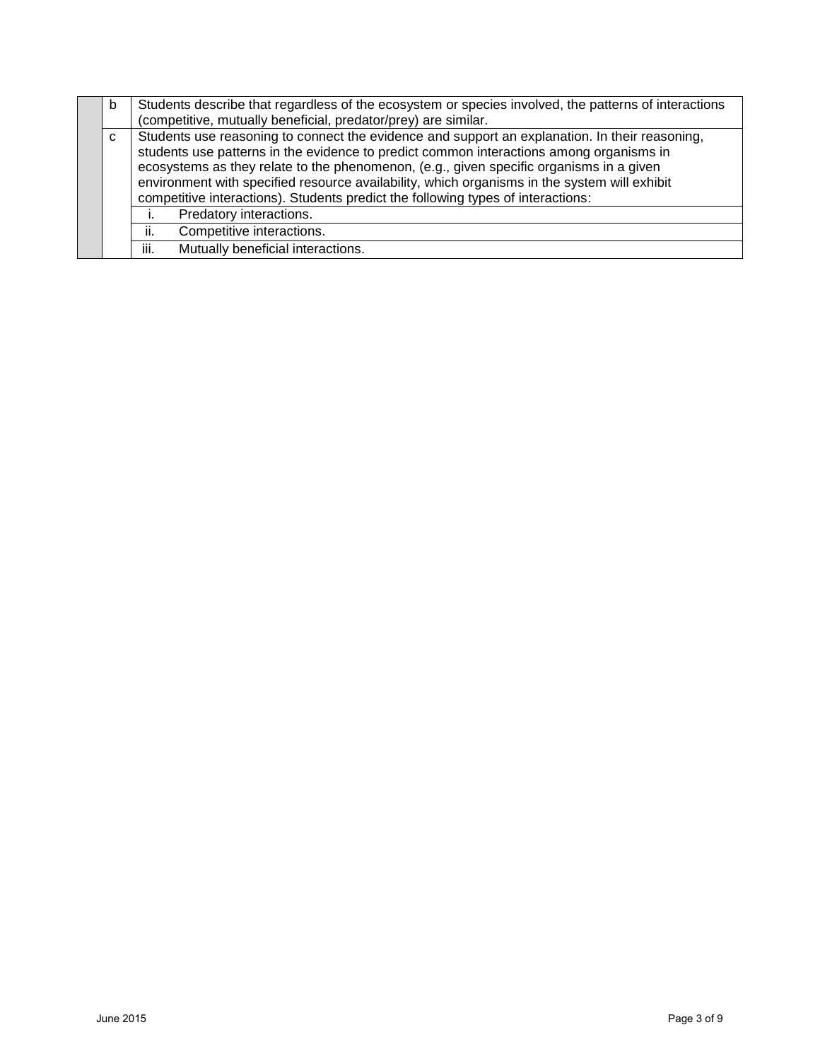| | | |
|---|---|---|
| | b | Students describe that regardless of the ecosystem or species involved, the patterns of interactions (competitive, mutually beneficial, predator/prey) are similar. |
| | c | Students use reasoning to connect the evidence and support an explanation. In their reasoning, students use patterns in the evidence to predict common interactions among organisms in ecosystems as they relate to the phenomenon, (e.g., given specific organisms in a given environment with specified resource availability, which organisms in the system will exhibit competitive interactions). Students predict the following types of interactions: |
| | | i. Predatory interactions. |
| | | ii. Competitive interactions. |
| | | iii. Mutually beneficial interactions. |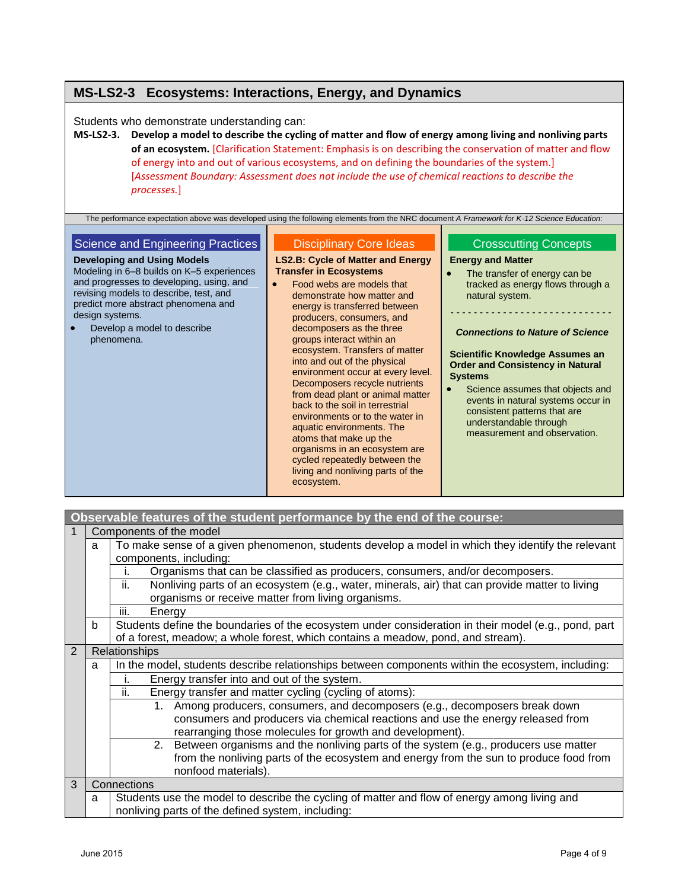## MS-LS2-3 Ecosystems: Interactions, Energy, and Dynamics

Students who demonstrate understanding can:

**MS-LS2-3. Develop a model to describe the cycling of matter and flow of energy among living and nonliving parts of an ecosystem.** [Clarification Statement: Emphasis is on describing the conservation of matter and flow of energy into and out of various ecosystems, and on defining the boundaries of the system.] [*Assessment Boundary: Assessment does not include the use of chemical reactions to describe the processes.*]

The performance expectation above was developed using the following elements from the NRC document *A Framework for K-12 Science Education*:

### Science and Engineering Practices

**Developing and Using Models**

Modeling in 6–8 builds on K–5 experiences and progresses to developing, using, and revising models to describe, test, and predict more abstract phenomena and design systems.

- Develop a model to describe phenomena.

### Disciplinary Core Ideas

**LS2.B: Cycle of Matter and Energy Transfer in Ecosystems**

- Food webs are models that demonstrate how matter and energy is transferred between producers, consumers, and decomposers as the three groups interact within an ecosystem. Transfers of matter into and out of the physical environment occur at every level. Decomposers recycle nutrients from dead plant or animal matter back to the soil in terrestrial environments or to the water in aquatic environments. The atoms that make up the organisms in an ecosystem are cycled repeatedly between the living and nonliving parts of the ecosystem.

### Crosscutting Concepts

**Energy and Matter**

- The transfer of energy can be tracked as energy flows through a natural system.

---

***Connections to Nature of Science***

**Scientific Knowledge Assumes an Order and Consistency in Natural Systems**

- Science assumes that objects and events in natural systems occur in consistent patterns that are understandable through measurement and observation.

| Observable features of the student performance by the end of the course: | | | |
|---|---|---|---|
| 1 | Components of the model | | |
| | a | To make sense of a given phenomenon, students develop a model in which they identify the relevant components, including: | |
| | | i. | Organisms that can be classified as producers, consumers, and/or decomposers. |
| | | ii. | Nonliving parts of an ecosystem (e.g., water, minerals, air) that can provide matter to living organisms or receive matter from living organisms. |
| | | iii. | Energy |
| | b | Students define the boundaries of the ecosystem under consideration in their model (e.g., pond, part of a forest, meadow; a whole forest, which contains a meadow, pond, and stream). | |
| 2 | Relationships | | |
| | a | In the model, students describe relationships between components within the ecosystem, including: | |
| | | i. | Energy transfer into and out of the system. |
| | | ii. | Energy transfer and matter cycling (cycling of atoms): |
| | | | 1. Among producers, consumers, and decomposers (e.g., decomposers break down consumers and producers via chemical reactions and use the energy released from rearranging those molecules for growth and development). |
| | | | 2. Between organisms and the nonliving parts of the system (e.g., producers use matter from the nonliving parts of the ecosystem and energy from the sun to produce food from nonfood materials). |
| 3 | Connections | | |
| | a | Students use the model to describe the cycling of matter and flow of energy among living and nonliving parts of the defined system, including: | |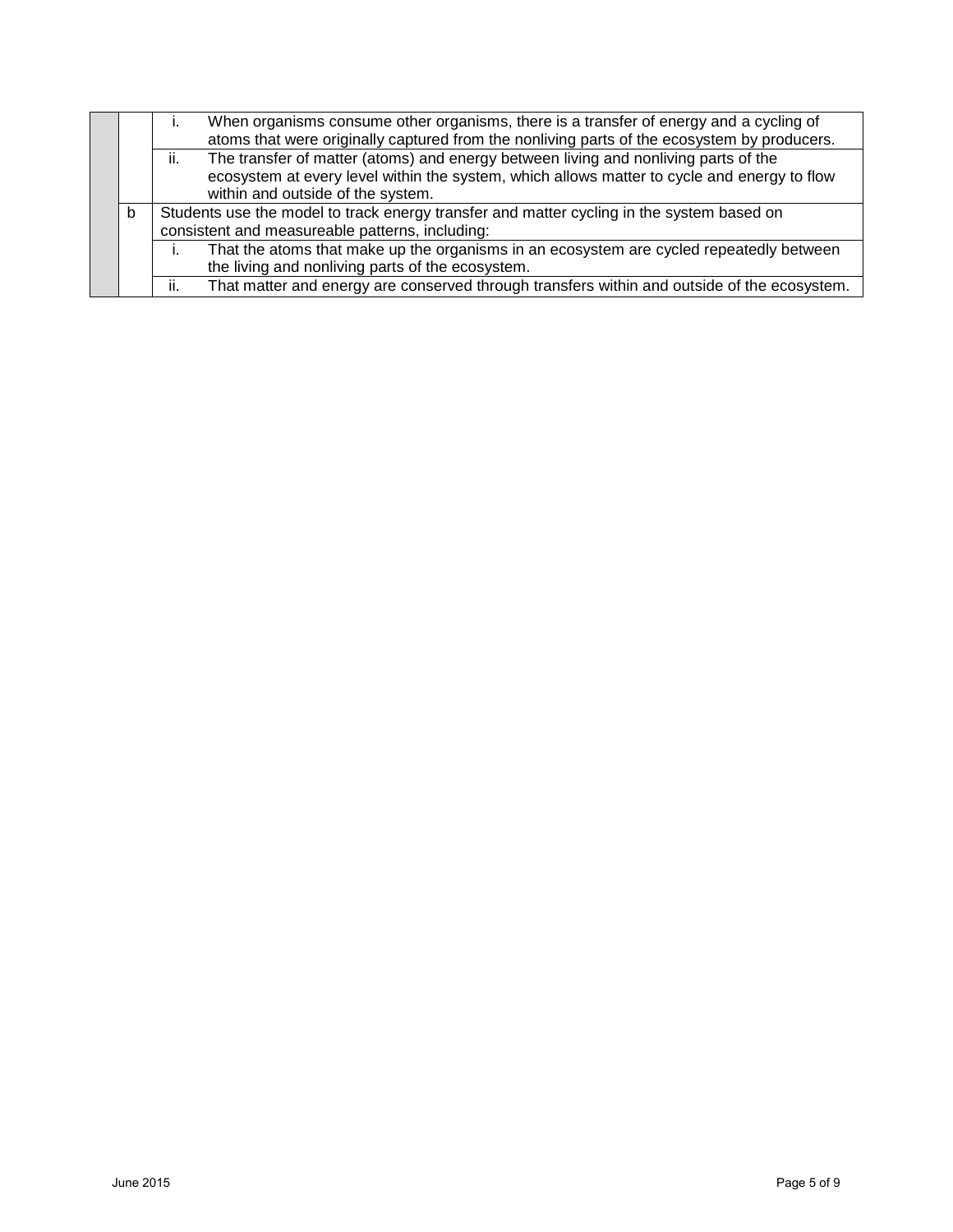| | | | |
|---|---|---|---|
| | | i. | When organisms consume other organisms, there is a transfer of energy and a cycling of atoms that were originally captured from the nonliving parts of the ecosystem by producers. |
| | | ii. | The transfer of matter (atoms) and energy between living and nonliving parts of the ecosystem at every level within the system, which allows matter to cycle and energy to flow within and outside of the system. |
| | b | Students use the model to track energy transfer and matter cycling in the system based on consistent and measureable patterns, including: | |
| | | i. | That the atoms that make up the organisms in an ecosystem are cycled repeatedly between the living and nonliving parts of the ecosystem. |
| | | ii. | That matter and energy are conserved through transfers within and outside of the ecosystem. |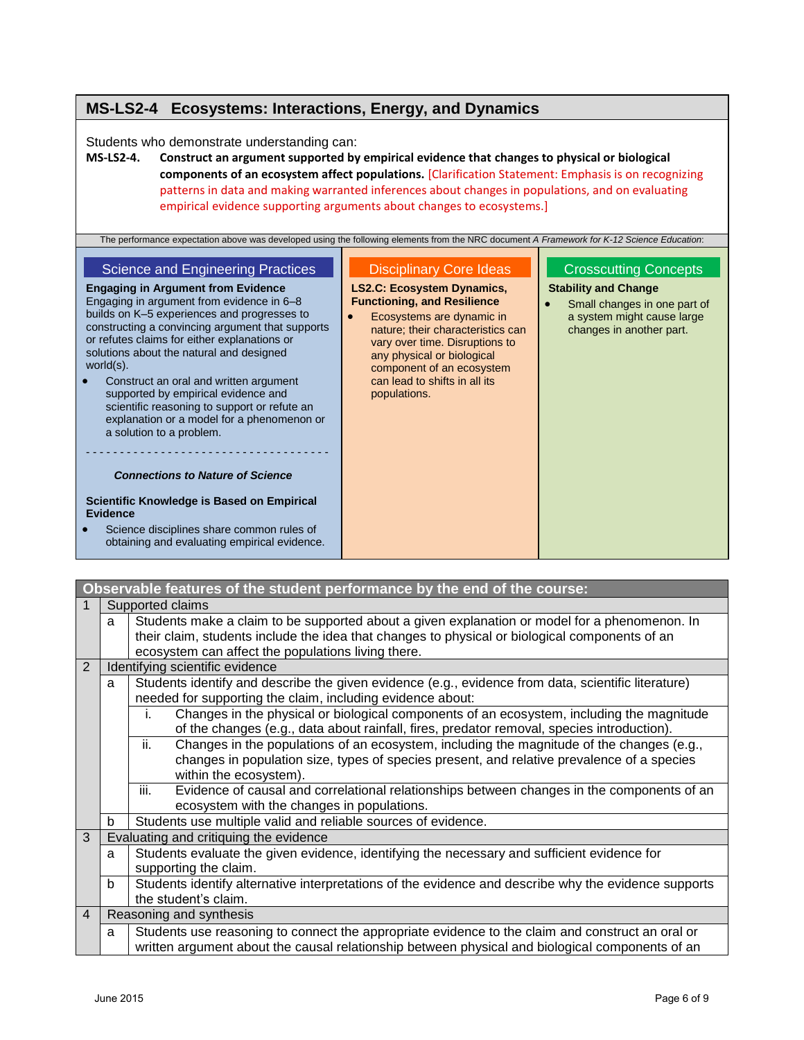## MS-LS2-4 Ecosystems: Interactions, Energy, and Dynamics

Students who demonstrate understanding can:

**MS-LS2-4. Construct an argument supported by empirical evidence that changes to physical or biological components of an ecosystem affect populations.** [Clarification Statement: Emphasis is on recognizing patterns in data and making warranted inferences about changes in populations, and on evaluating empirical evidence supporting arguments about changes to ecosystems.]

The performance expectation above was developed using the following elements from the NRC document *A Framework for K-12 Science Education*:

### Science and Engineering Practices

**Engaging in Argument from Evidence**

Engaging in argument from evidence in 6–8 builds on K–5 experiences and progresses to constructing a convincing argument that supports or refutes claims for either explanations or solutions about the natural and designed world(s).

- Construct an oral and written argument supported by empirical evidence and scientific reasoning to support or refute an explanation or a model for a phenomenon or a solution to a problem.

- - - - - - - - - - - - - - - - - - - - - - - - - - - - - - - - - - - -

***Connections to Nature of Science***

**Scientific Knowledge is Based on Empirical Evidence**

- Science disciplines share common rules of obtaining and evaluating empirical evidence.

### Disciplinary Core Ideas

**LS2.C: Ecosystem Dynamics, Functioning, and Resilience**

- Ecosystems are dynamic in nature; their characteristics can vary over time. Disruptions to any physical or biological component of an ecosystem can lead to shifts in all its populations.

### Crosscutting Concepts

**Stability and Change**

- Small changes in one part of a system might cause large changes in another part.

| Observable features of the student performance by the end of the course: | | | |
|---|---|---|---|
| 1 | Supported claims | | |
| | a | Students make a claim to be supported about a given explanation or model for a phenomenon. In their claim, students include the idea that changes to physical or biological components of an ecosystem can affect the populations living there. | |
| 2 | Identifying scientific evidence | | |
| | a | Students identify and describe the given evidence (e.g., evidence from data, scientific literature) needed for supporting the claim, including evidence about: | |
| | | i. | Changes in the physical or biological components of an ecosystem, including the magnitude of the changes (e.g., data about rainfall, fires, predator removal, species introduction). |
| | | ii. | Changes in the populations of an ecosystem, including the magnitude of the changes (e.g., changes in population size, types of species present, and relative prevalence of a species within the ecosystem). |
| | | iii. | Evidence of causal and correlational relationships between changes in the components of an ecosystem with the changes in populations. |
| | b | Students use multiple valid and reliable sources of evidence. | |
| 3 | Evaluating and critiquing the evidence | | |
| | a | Students evaluate the given evidence, identifying the necessary and sufficient evidence for supporting the claim. | |
| | b | Students identify alternative interpretations of the evidence and describe why the evidence supports the student's claim. | |
| 4 | Reasoning and synthesis | | |
| | a | Students use reasoning to connect the appropriate evidence to the claim and construct an oral or written argument about the causal relationship between physical and biological components of an | |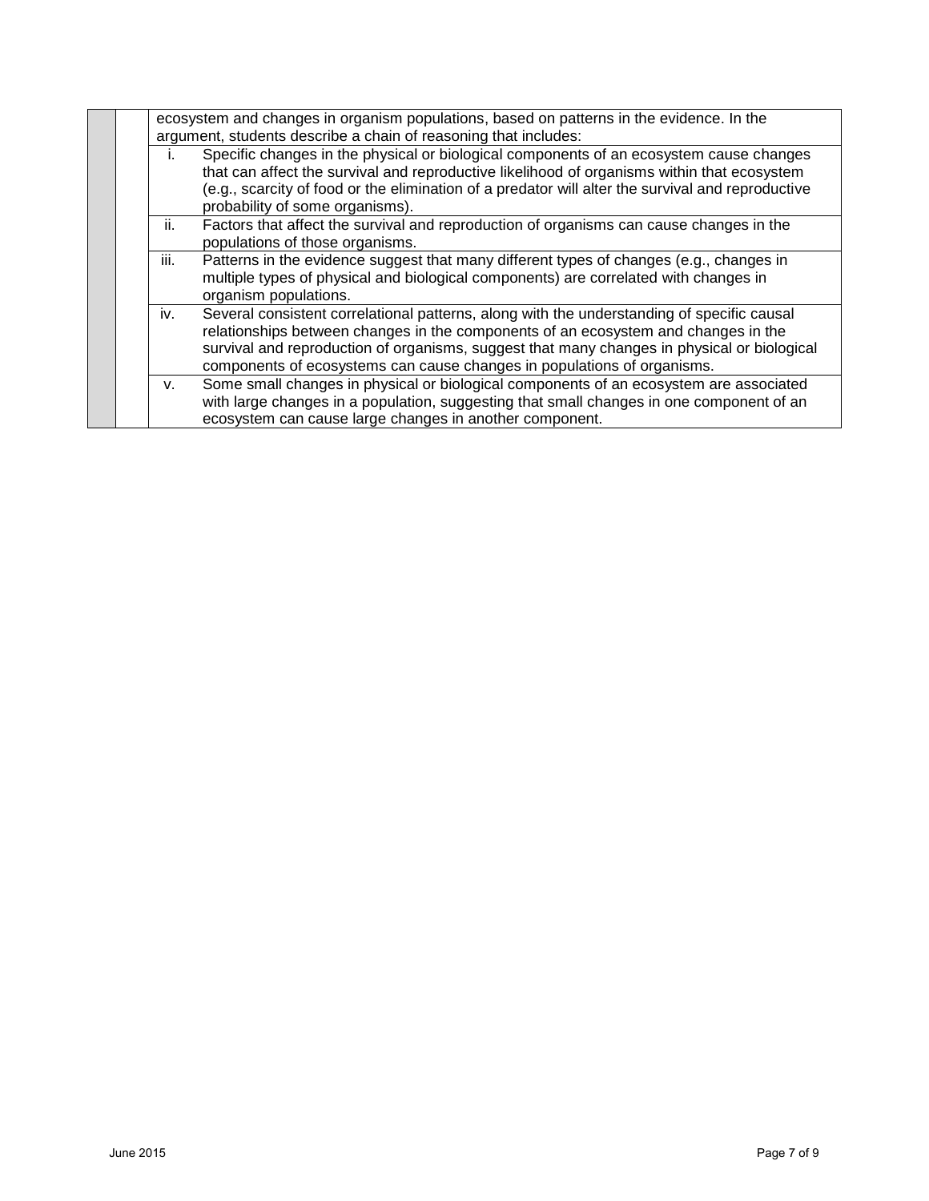| | | |
|---|---|---|
| | | ecosystem and changes in organism populations, based on patterns in the evidence. In the argument, students describe a chain of reasoning that includes: |
| | | i. Specific changes in the physical or biological components of an ecosystem cause changes that can affect the survival and reproductive likelihood of organisms within that ecosystem (e.g., scarcity of food or the elimination of a predator will alter the survival and reproductive probability of some organisms). |
| | | ii. Factors that affect the survival and reproduction of organisms can cause changes in the populations of those organisms. |
| | | iii. Patterns in the evidence suggest that many different types of changes (e.g., changes in multiple types of physical and biological components) are correlated with changes in organism populations. |
| | | iv. Several consistent correlational patterns, along with the understanding of specific causal relationships between changes in the components of an ecosystem and changes in the survival and reproduction of organisms, suggest that many changes in physical or biological components of ecosystems can cause changes in populations of organisms. |
| | | v. Some small changes in physical or biological components of an ecosystem are associated with large changes in a population, suggesting that small changes in one component of an ecosystem can cause large changes in another component. |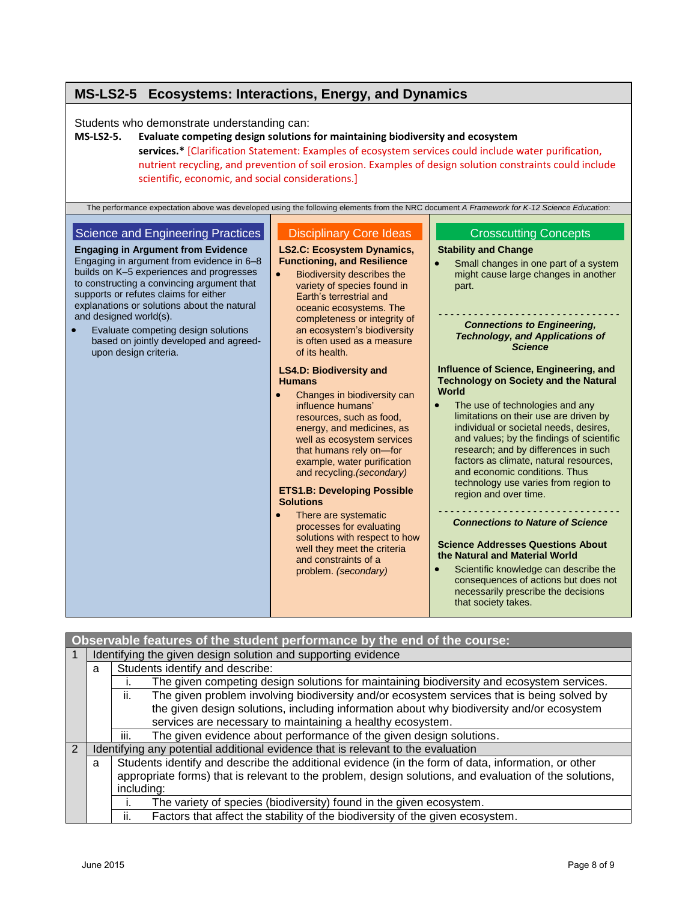## MS-LS2-5 Ecosystems: Interactions, Energy, and Dynamics

Students who demonstrate understanding can:

**MS-LS2-5. Evaluate competing design solutions for maintaining biodiversity and ecosystem services.*** [Clarification Statement: Examples of ecosystem services could include water purification, nutrient recycling, and prevention of soil erosion. Examples of design solution constraints could include scientific, economic, and social considerations.]

The performance expectation above was developed using the following elements from the NRC document *A Framework for K-12 Science Education*:

### Science and Engineering Practices

**Engaging in Argument from Evidence**

Engaging in argument from evidence in 6–8 builds on K–5 experiences and progresses to constructing a convincing argument that supports or refutes claims for either explanations or solutions about the natural and designed world(s).

- Evaluate competing design solutions based on jointly developed and agreed-upon design criteria.

### Disciplinary Core Ideas

**LS2.C: Ecosystem Dynamics, Functioning, and Resilience**

- Biodiversity describes the variety of species found in Earth's terrestrial and oceanic ecosystems. The completeness or integrity of an ecosystem's biodiversity is often used as a measure of its health.

**LS4.D: Biodiversity and Humans**

- Changes in biodiversity can influence humans' resources, such as food, energy, and medicines, as well as ecosystem services that humans rely on—for example, water purification and recycling.*(secondary)*

**ETS1.B: Developing Possible Solutions**

- There are systematic processes for evaluating solutions with respect to how well they meet the criteria and constraints of a problem. *(secondary)*

### Crosscutting Concepts

**Stability and Change**

- Small changes in one part of a system might cause large changes in another part.

---

***Connections to Engineering, Technology, and Applications of Science***

**Influence of Science, Engineering, and Technology on Society and the Natural World**

- The use of technologies and any limitations on their use are driven by individual or societal needs, desires, and values; by the findings of scientific research; and by differences in such factors as climate, natural resources, and economic conditions. Thus technology use varies from region to region and over time.

---

***Connections to Nature of Science***

**Science Addresses Questions About the Natural and Material World**

- Scientific knowledge can describe the consequences of actions but does not necessarily prescribe the decisions that society takes.

| Observable features of the student performance by the end of the course: | | | |
|---|---|---|---|
| 1 | Identifying the given design solution and supporting evidence | | |
| | a | Students identify and describe: | |
| | | i. | The given competing design solutions for maintaining biodiversity and ecosystem services. |
| | | ii. | The given problem involving biodiversity and/or ecosystem services that is being solved by the given design solutions, including information about why biodiversity and/or ecosystem services are necessary to maintaining a healthy ecosystem. |
| | | iii. | The given evidence about performance of the given design solutions. |
| 2 | Identifying any potential additional evidence that is relevant to the evaluation | | |
| | a | Students identify and describe the additional evidence (in the form of data, information, or other appropriate forms) that is relevant to the problem, design solutions, and evaluation of the solutions, including: | |
| | | i. | The variety of species (biodiversity) found in the given ecosystem. |
| | | ii. | Factors that affect the stability of the biodiversity of the given ecosystem. |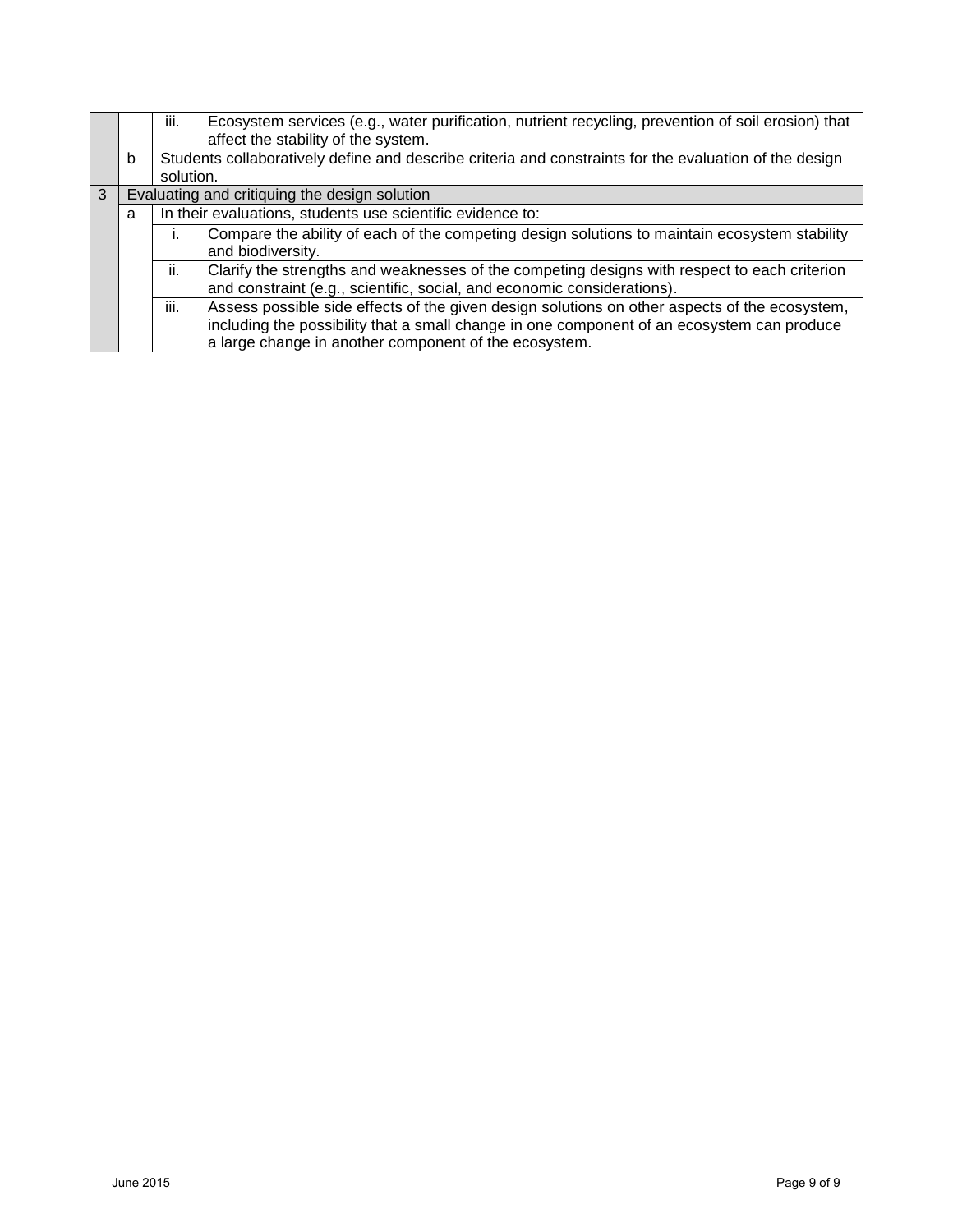| | | | |
|---|---|---|---|
| | | iii. | Ecosystem services (e.g., water purification, nutrient recycling, prevention of soil erosion) that affect the stability of the system. |
| | b | Students collaboratively define and describe criteria and constraints for the evaluation of the design solution. | |
| 3 | Evaluating and critiquing the design solution | | |
| | a | In their evaluations, students use scientific evidence to: | |
| | | i. | Compare the ability of each of the competing design solutions to maintain ecosystem stability and biodiversity. |
| | | ii. | Clarify the strengths and weaknesses of the competing designs with respect to each criterion and constraint (e.g., scientific, social, and economic considerations). |
| | | iii. | Assess possible side effects of the given design solutions on other aspects of the ecosystem, including the possibility that a small change in one component of an ecosystem can produce a large change in another component of the ecosystem. |